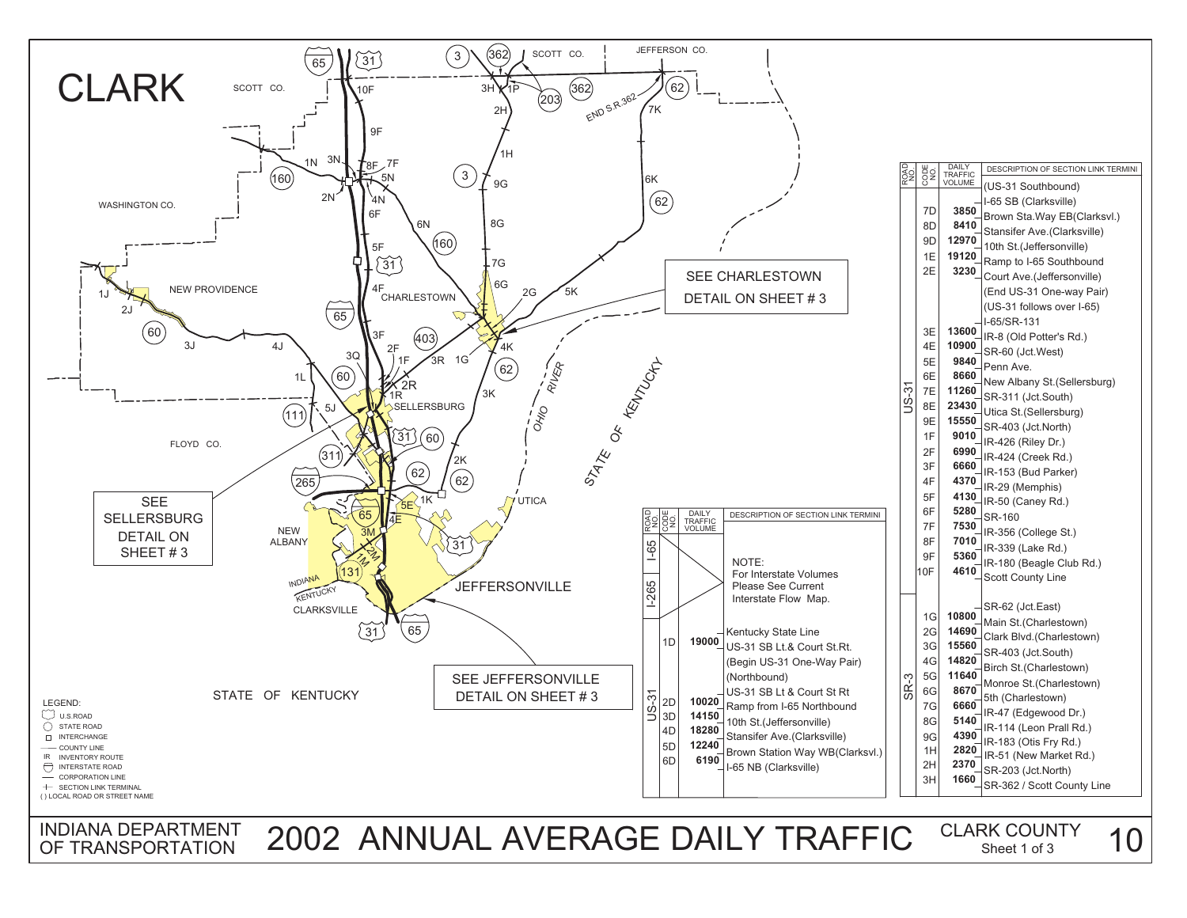# CLARK

## INDIANA DEPARTMENT OF TRANSPORTATION — 2002 ANNUAL AVERAGE DAILY TRAFFIC — CLARK COUNTY

Sheet 1 of 3

SEE CHARLESTOWN DETAIL ON SHEET # 3

SEE SELLERSBURG DETAIL ON SHEET # 3

SEE JEFFERSONVILLE DETAIL ON SHEET # 3

| ROAD NO. | CODE NO. | DAILY TRAFFIC VOLUME | DESCRIPTION OF SECTION LINK TERMINI |
|---|---|---|---|
| I-65 | | | NOTE: For Interstate Volumes Please See Current Interstate Flow Map. |
| I-265 | | | |
| US-31 | | | Kentucky State Line |
| | 1D | 19000 | US-31 SB Lt.& Court St.Rt. |
| | | | (Begin US-31 One-Way Pair) (Northbound) |
| | | | US-31 SB Lt & Court St Rt |
| | 2D | 10020 | Ramp from I-65 Northbound |
| | 3D | 14150 | 10th St.(Jeffersonville) |
| | 4D | 18280 | Stansifer Ave.(Clarksville) |
| | 5D | 12240 | Brown Station Way WB(Clarksvl.) |
| | 6D | 6190 | I-65 NB (Clarksville) |

| ROAD NO. | CODE NO. | DAILY TRAFFIC VOLUME | DESCRIPTION OF SECTION LINK TERMINI |
|---|---|---|---|
| US-31 | | | (US-31 Southbound) |
| | | | I-65 SB (Clarksville) |
| | 7D | 3850 | Brown Sta.Way EB(Clarksvl.) |
| | 8D | 8410 | Stansifer Ave.(Clarksville) |
| | 9D | 12970 | 10th St.(Jeffersonville) |
| | 1E | 19120 | Ramp to I-65 Southbound |
| | 2E | 3230 | Court Ave.(Jeffersonville) |
| | | | (End US-31 One-way Pair) |
| | | | (US-31 follows over I-65) |
| | | | I-65/SR-131 |
| | 3E | 13600 | IR-8 (Old Potter's Rd.) |
| | 4E | 10900 | SR-60 (Jct.West) |
| | 5E | 9840 | Penn Ave. |
| | 6E | 8660 | New Albany St.(Sellersburg) |
| | 7E | 11260 | SR-311 (Jct.South) |
| | 8E | 23430 | Utica St.(Sellersburg) |
| | 9E | 15550 | SR-403 (Jct.North) |
| | 1F | 9010 | IR-426 (Riley Dr.) |
| | 2F | 6990 | IR-424 (Creek Rd.) |
| | 3F | 6660 | IR-153 (Bud Parker) |
| | 4F | 4370 | IR-29 (Memphis) |
| | 5F | 4130 | IR-50 (Caney Rd.) |
| | 6F | 5280 | SR-160 |
| | 7F | 7530 | IR-356 (College St.) |
| | 8F | 7010 | IR-339 (Lake Rd.) |
| | 9F | 5360 | IR-180 (Beagle Club Rd.) |
| | 10F | 4610 | Scott County Line |
| SR-3 | | | SR-62 (Jct.East) |
| | 1G | 10800 | Main St.(Charlestown) |
| | 2G | 14690 | Clark Blvd.(Charlestown) |
| | 3G | 15560 | SR-403 (Jct.South) |
| | 4G | 14820 | Birch St.(Charlestown) |
| | 5G | 11640 | Monroe St.(Charlestown) |
| | 6G | 8670 | 5th (Charlestown) |
| | 7G | 6660 | IR-47 (Edgewood Dr.) |
| | 8G | 5140 | IR-114 (Leon Prall Rd.) |
| | 9G | 4390 | IR-183 (Otis Fry Rd.) |
| | 1H | 2820 | IR-51 (New Market Rd.) |
| | 2H | 2370 | SR-203 (Jct.North) |
| | 3H | 1660 | SR-362 / Scott County Line |

LEGEND:
- U.S.ROAD
- STATE ROAD
- INTERCHANGE
- COUNTY LINE
- IR INVENTORY ROUTE
- INTERSTATE ROAD
- CORPORATION LINE
- SECTION LINK TERMINAL
- ( ) LOCAL ROAD OR STREET NAME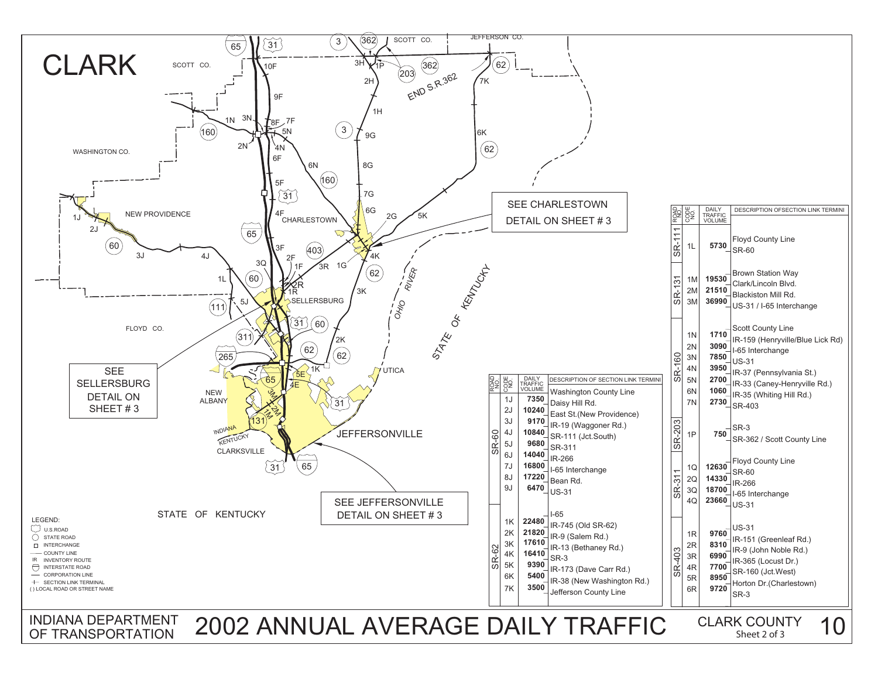# CLARK

SEE CHARLESTOWN DETAIL ON SHEET # 3

SEE SELLERSBURG DETAIL ON SHEET # 3

SEE JEFFERSONVILLE DETAIL ON SHEET # 3

| ROAD NO. | CODE NO. | DAILY TRAFFIC VOLUME | DESCRIPTION OF SECTION LINK TERMINI |
|---|---|---|---|
| SR-60 | | | Washington County Line |
| | 1J | 7350 | Daisy Hill Rd. |
| | 2J | 10240 | East St.(New Providence) |
| | 3J | 9170 | IR-19 (Waggoner Rd.) |
| | 4J | 10840 | SR-111 (Jct.South) |
| | 5J | 9680 | SR-311 |
| | 6J | 14040 | IR-266 |
| | 7J | 16800 | I-65 Interchange |
| | 8J | 17220 | Bean Rd. |
| | 9J | 6470 | US-31 |
| SR-62 | | | I-65 |
| | 1K | 22480 | IR-745 (Old SR-62) |
| | 2K | 21820 | IR-9 (Salem Rd.) |
| | 3K | 17610 | IR-13 (Bethaney Rd.) |
| | 4K | 16410 | SR-3 |
| | 5K | 9390 | IR-173 (Dave Carr Rd.) |
| | 6K | 5400 | IR-38 (New Washington Rd.) |
| | 7K | 3500 | Jefferson County Line |

| ROAD NO. | CODE NO. | DAILY TRAFFIC VOLUME | DESCRIPTION OF SECTION LINK TERMINI |
|---|---|---|---|
| SR-111 | | | Floyd County Line |
| | 1L | 5730 | SR-60 |
| SR-131 | | | Brown Station Way |
| | 1M | 19530 | Clark/Lincoln Blvd. |
| | 2M | 21510 | Blackiston Mill Rd. |
| | 3M | 36990 | US-31 / I-65 Interchange |
| SR-160 | | | Scott County Line |
| | 1N | 1710 | IR-159 (Henryville/Blue Lick Rd) |
| | 2N | 3090 | I-65 Interchange |
| | 3N | 7850 | US-31 |
| | 4N | 3950 | IR-37 (Pennsylvania St.) |
| | 5N | 2700 | IR-33 (Caney-Henryville Rd.) |
| | 6N | 1060 | IR-35 (Whiting Hill Rd.) |
| | 7N | 2730 | SR-403 |
| SR-203 | | | SR-3 |
| | 1P | 750 | SR-362 / Scott County Line |
| SR-311 | | | Floyd County Line |
| | 1Q | 12630 | SR-60 |
| | 2Q | 14330 | IR-266 |
| | 3Q | 18700 | I-65 Interchange |
| | 4Q | 23660 | US-31 |
| SR-403 | | | US-31 |
| | 1R | 9760 | IR-151 (Greenleaf Rd.) |
| | 2R | 8310 | IR-9 (John Noble Rd.) |
| | 3R | 6990 | IR-365 (Locust Dr.) |
| | 4R | 7700 | SR-160 (Jct.West) |
| | 5R | 8950 | Horton Dr.(Charlestown) |
| | 6R | 9720 | SR-3 |

LEGEND:
- U.S.ROAD
- STATE ROAD
- INTERCHANGE
- COUNTY LINE
- IR INVENTORY ROUTE
- INTERSTATE ROAD
- CORPORATION LINE
- SECTION LINK TERMINAL
- ( ) LOCAL ROAD OR STREET NAME

INDIANA DEPARTMENT OF TRANSPORTATION

# 2002 ANNUAL AVERAGE DAILY TRAFFIC

CLARK COUNTY Sheet 2 of 3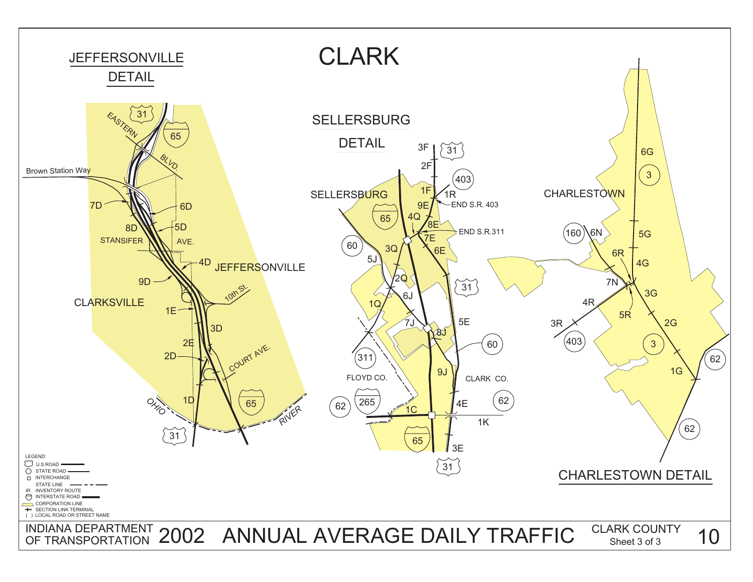# CLARK

## JEFFERSONVILLE DETAIL

31
65
EASTERN BLVD.
Brown Station Way
7D
6D
8D
5D
STANSIFER AVE.
4D
JEFFERSONVILLE
9D
10th St.
CLARKSVILLE
1E
3D
2E
2D
COURT AVE.
1D
OHIO RIVER
65
31

## SELLERSBURG DETAIL

3F
31
2F
403
1F
1R
SELLERSBURG
9E
END S.R. 403
65
4Q
8E
END S.R.311
7E
60
3Q
6E
5J
2Q
31
6J
1Q
7J
5E
8J
60
311
9J
FLOYD CO.
CLARK CO.
265
62
4E
62
1C
1K
65
3E
31

## CHARLESTOWN DETAIL

6G
3
CHARLESTOWN
160
6N
5G
6R
4G
7N
3G
4R
5R
2G
3R
403
3
62
1G
62

LEGEND:
- U.S.ROAD
- STATE ROAD
- INTERCHANGE
- STATE LINE
- IR INVENTORY ROUTE
- INTERSTATE ROAD
- CORPORATION LINE
- SECTION LINK TERMINAL
- ( ) LOCAL ROAD OR STREET NAME

INDIANA DEPARTMENT OF TRANSPORTATION 2002 ANNUAL AVERAGE DAILY TRAFFIC CLARK COUNTY Sheet 3 of 3 10